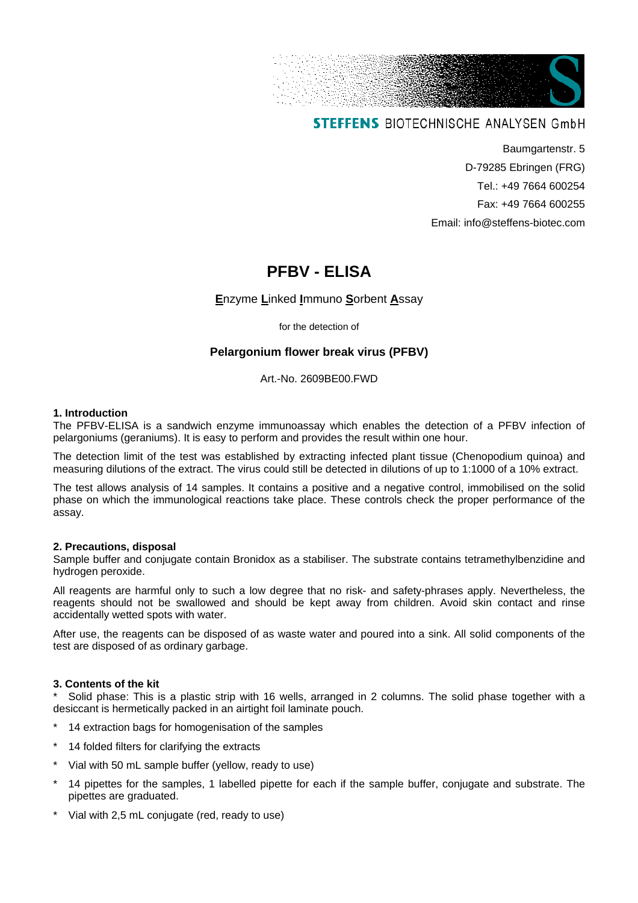**STEFFENS** BIOTECHNISCHE ANALYSEN GmbH

Baumgartenstr. 5
D-79285 Ebringen (FRG)
Tel.: +49 7664 600254
Fax: +49 7664 600255
Email: info@steffens-biotec.com

# PFBV - ELISA

**E**nzyme **L**inked **I**mmuno **S**orbent **A**ssay

for the detection of

**Pelargonium flower break virus (PFBV)**

Art.-No. 2609BE00.FWD

### 1. Introduction

The PFBV-ELISA is a sandwich enzyme immunoassay which enables the detection of a PFBV infection of pelargoniums (geraniums). It is easy to perform and provides the result within one hour.

The detection limit of the test was established by extracting infected plant tissue (Chenopodium quinoa) and measuring dilutions of the extract. The virus could still be detected in dilutions of up to 1:1000 of a 10% extract.

The test allows analysis of 14 samples. It contains a positive and a negative control, immobilised on the solid phase on which the immunological reactions take place. These controls check the proper performance of the assay.

### 2. Precautions, disposal

Sample buffer and conjugate contain Bronidox as a stabiliser. The substrate contains tetramethylbenzidine and hydrogen peroxide.

All reagents are harmful only to such a low degree that no risk- and safety-phrases apply. Nevertheless, the reagents should not be swallowed and should be kept away from children. Avoid skin contact and rinse accidentally wetted spots with water.

After use, the reagents can be disposed of as waste water and poured into a sink. All solid components of the test are disposed of as ordinary garbage.

### 3. Contents of the kit

* Solid phase: This is a plastic strip with 16 wells, arranged in 2 columns. The solid phase together with a desiccant is hermetically packed in an airtight foil laminate pouch.
* 14 extraction bags for homogenisation of the samples
* 14 folded filters for clarifying the extracts
* Vial with 50 mL sample buffer (yellow, ready to use)
* 14 pipettes for the samples, 1 labelled pipette for each if the sample buffer, conjugate and substrate. The pipettes are graduated.
* Vial with 2,5 mL conjugate (red, ready to use)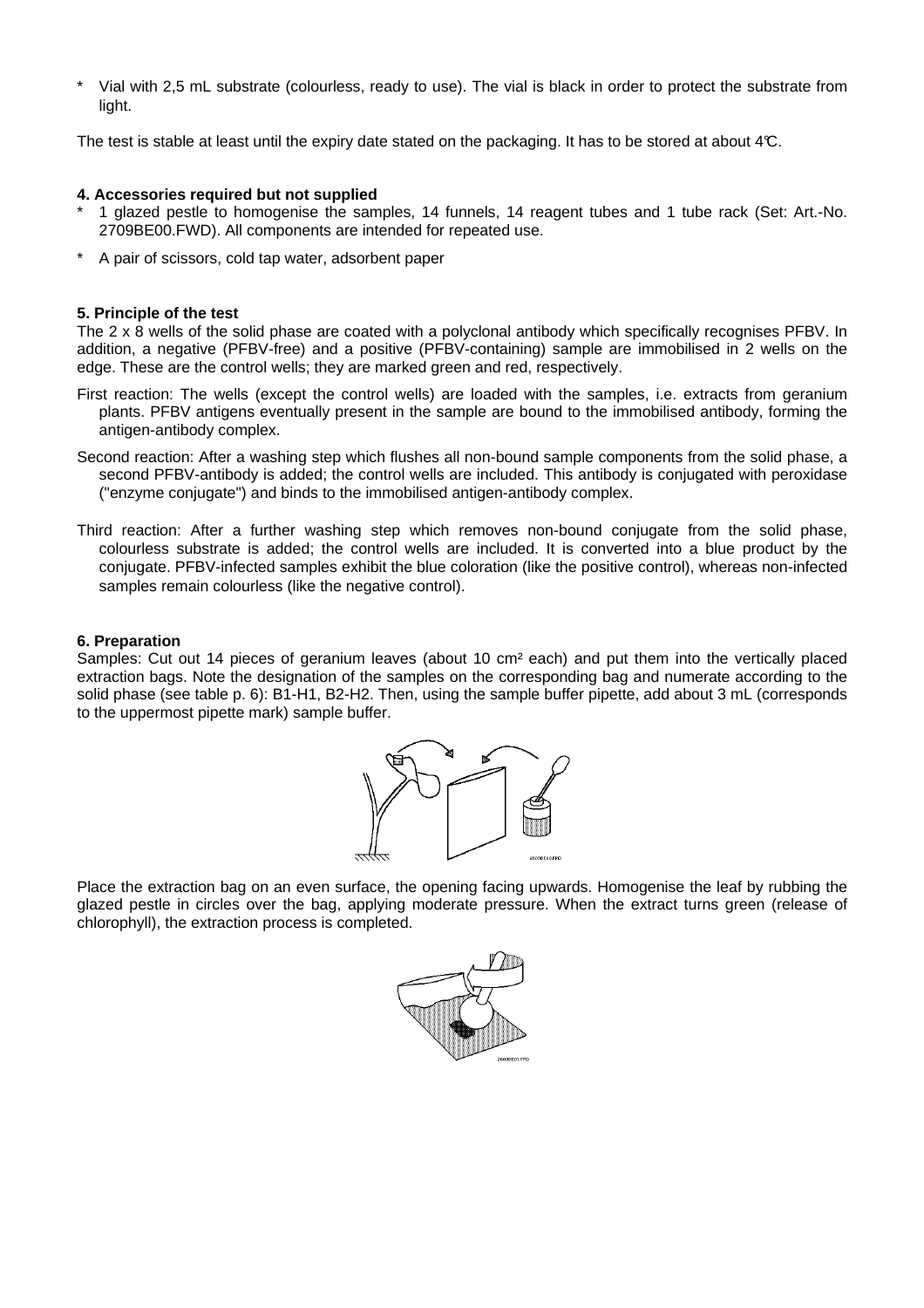* Vial with 2,5 mL substrate (colourless, ready to use). The vial is black in order to protect the substrate from light.

The test is stable at least until the expiry date stated on the packaging. It has to be stored at about 4°C.

### 4. Accessories required but not supplied

* 1 glazed pestle to homogenise the samples, 14 funnels, 14 reagent tubes and 1 tube rack (Set: Art.-No. 2709BE00.FWD). All components are intended for repeated use.
* A pair of scissors, cold tap water, adsorbent paper

### 5. Principle of the test

The 2 x 8 wells of the solid phase are coated with a polyclonal antibody which specifically recognises PFBV. In addition, a negative (PFBV-free) and a positive (PFBV-containing) sample are immobilised in 2 wells on the edge. These are the control wells; they are marked green and red, respectively.

First reaction: The wells (except the control wells) are loaded with the samples, i.e. extracts from geranium plants. PFBV antigens eventually present in the sample are bound to the immobilised antibody, forming the antigen-antibody complex.

Second reaction: After a washing step which flushes all non-bound sample components from the solid phase, a second PFBV-antibody is added; the control wells are included. This antibody is conjugated with peroxidase ("enzyme conjugate") and binds to the immobilised antigen-antibody complex.

Third reaction: After a further washing step which removes non-bound conjugate from the solid phase, colourless substrate is added; the control wells are included. It is converted into a blue product by the conjugate. PFBV-infected samples exhibit the blue coloration (like the positive control), whereas non-infected samples remain colourless (like the negative control).

### 6. Preparation

Samples: Cut out 14 pieces of geranium leaves (about 10 cm² each) and put them into the vertically placed extraction bags. Note the designation of the samples on the corresponding bag and numerate according to the solid phase (see table p. 6): B1-H1, B2-H2. Then, using the sample buffer pipette, add about 3 mL (corresponds to the uppermost pipette mark) sample buffer.

Place the extraction bag on an even surface, the opening facing upwards. Homogenise the leaf by rubbing the glazed pestle in circles over the bag, applying moderate pressure. When the extract turns green (release of chlorophyll), the extraction process is completed.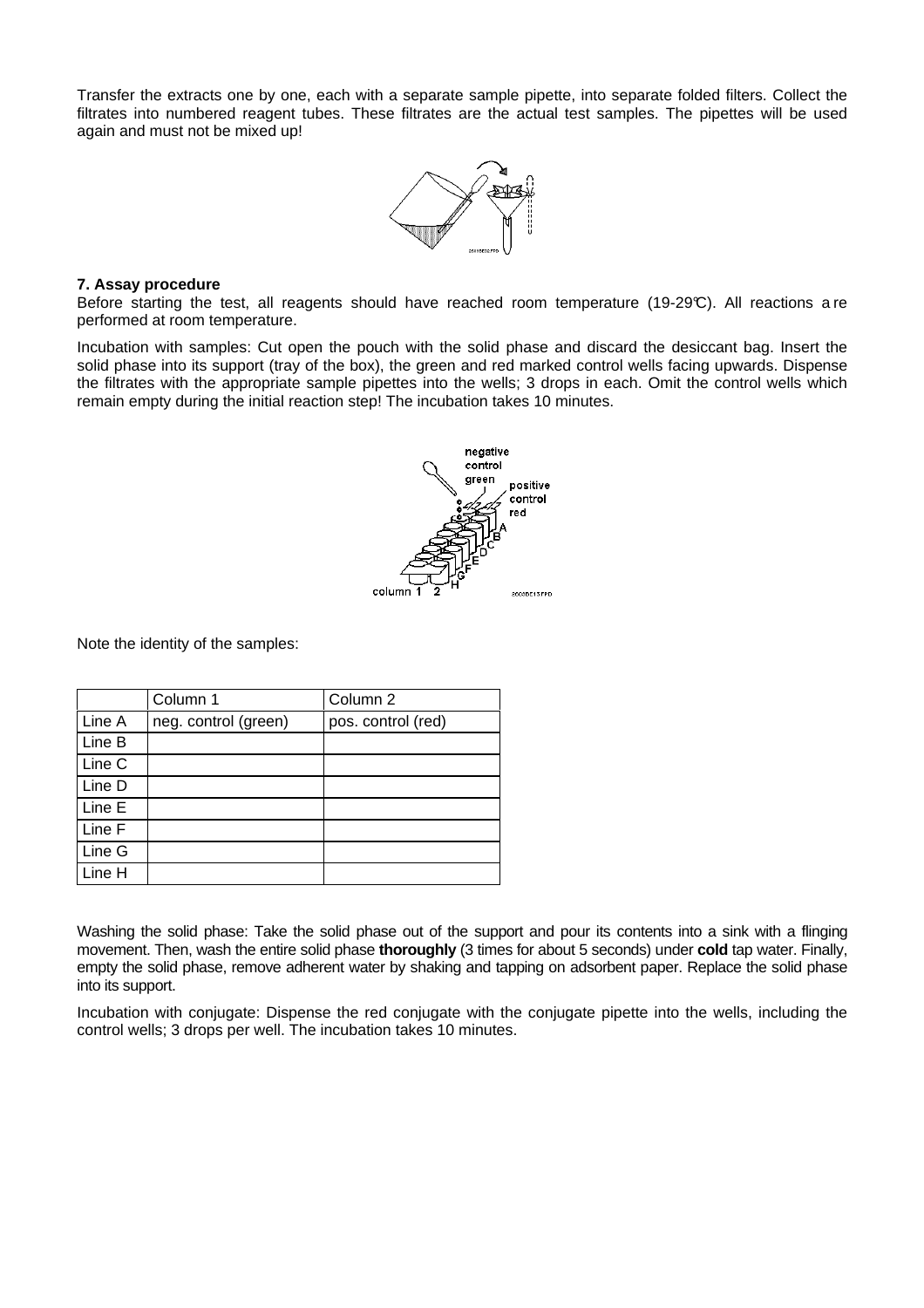Transfer the extracts one by one, each with a separate sample pipette, into separate folded filters. Collect the filtrates into numbered reagent tubes. These filtrates are the actual test samples. The pipettes will be used again and must not be mixed up!

**7. Assay procedure**

Before starting the test, all reagents should have reached room temperature (19-29°C). All reactions are performed at room temperature.

Incubation with samples: Cut open the pouch with the solid phase and discard the desiccant bag. Insert the solid phase into its support (tray of the box), the green and red marked control wells facing upwards. Dispense the filtrates with the appropriate sample pipettes into the wells; 3 drops in each. Omit the control wells which remain empty during the initial reaction step! The incubation takes 10 minutes.

Note the identity of the samples:

| | Column 1 | Column 2 |
|---|---|---|
| Line A | neg. control (green) | pos. control (red) |
| Line B | | |
| Line C | | |
| Line D | | |
| Line E | | |
| Line F | | |
| Line G | | |
| Line H | | |

Washing the solid phase: Take the solid phase out of the support and pour its contents into a sink with a flinging movement. Then, wash the entire solid phase **thoroughly** (3 times for about 5 seconds) under **cold** tap water. Finally, empty the solid phase, remove adherent water by shaking and tapping on adsorbent paper. Replace the solid phase into its support.

Incubation with conjugate: Dispense the red conjugate with the conjugate pipette into the wells, including the control wells; 3 drops per well. The incubation takes 10 minutes.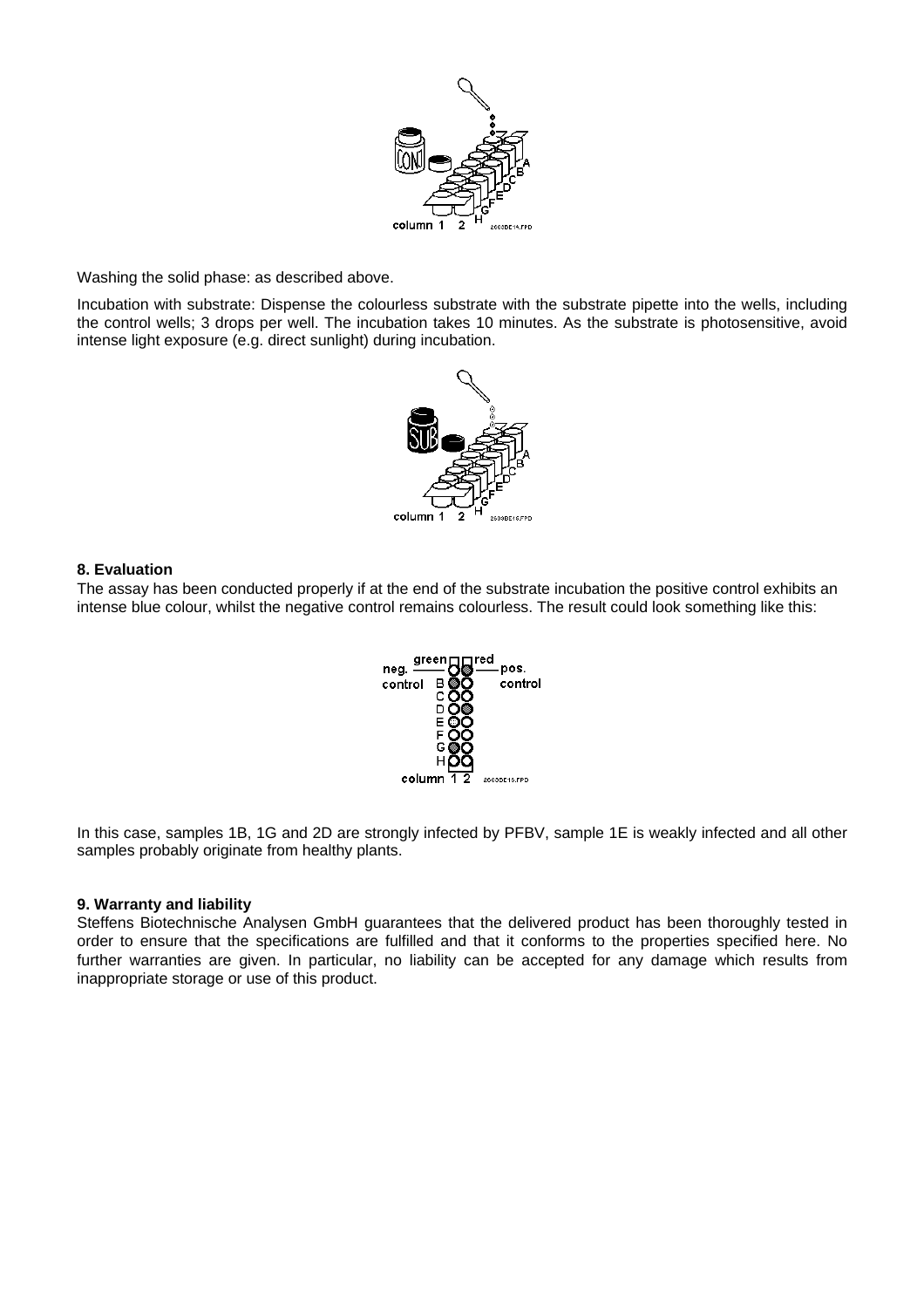column 1 2

Washing the solid phase: as described above.

Incubation with substrate: Dispense the colourless substrate with the substrate pipette into the wells, including the control wells; 3 drops per well. The incubation takes 10 minutes. As the substrate is photosensitive, avoid intense light exposure (e.g. direct sunlight) during incubation.

column 1 2

## 8. Evaluation

The assay has been conducted properly if at the end of the substrate incubation the positive control exhibits an intense blue colour, whilst the negative control remains colourless. The result could look something like this:

neg. control — green — red — pos. control

column 1 2

In this case, samples 1B, 1G and 2D are strongly infected by PFBV, sample 1E is weakly infected and all other samples probably originate from healthy plants.

## 9. Warranty and liability

Steffens Biotechnische Analysen GmbH guarantees that the delivered product has been thoroughly tested in order to ensure that the specifications are fulfilled and that it conforms to the properties specified here. No further warranties are given. In particular, no liability can be accepted for any damage which results from inappropriate storage or use of this product.